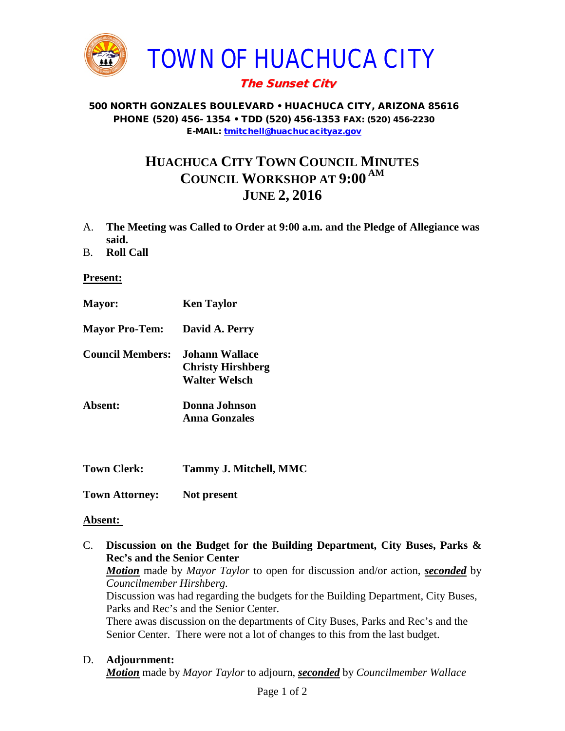# TOWN OF HUACHUCA CITY

***The Sunset City***

**500 NORTH GONZALES BOULEVARD • HUACHUCA CITY, ARIZONA 85616**
**PHONE (520) 456- 1354 • TDD (520) 456-1353 FAX: (520) 456-2230**
**E-MAIL: tmitchell@huachucacityaz.gov**

## HUACHUCA CITY TOWN COUNCIL MINUTES
## COUNCIL WORKSHOP AT 9:00 AM
## JUNE 2, 2016

A. **The Meeting was Called to Order at 9:00 a.m. and the Pledge of Allegiance was said.**

B. **Roll Call**

**Present:**

| | |
|---|---|
| **Mayor:** | **Ken Taylor** |
| **Mayor Pro-Tem:** | **David A. Perry** |
| **Council Members:** | **Johann Wallace**<br>**Christy Hirshberg**<br>**Walter Welsch** |
| **Absent:** | **Donna Johnson**<br>**Anna Gonzales** |
| **Town Clerk:** | **Tammy J. Mitchell, MMC** |
| **Town Attorney:** | **Not present** |

**Absent:**

C. **Discussion on the Budget for the Building Department, City Buses, Parks & Rec's and the Senior Center**
***Motion*** made by *Mayor Taylor* to open for discussion and/or action, ***seconded*** by *Councilmember Hirshberg.*
Discussion was had regarding the budgets for the Building Department, City Buses, Parks and Rec's and the Senior Center.
There awas discussion on the departments of City Buses, Parks and Rec's and the Senior Center. There were not a lot of changes to this from the last budget.

D. **Adjournment:**
***Motion*** made by *Mayor Taylor* to adjourn, ***seconded*** by *Councilmember Wallace*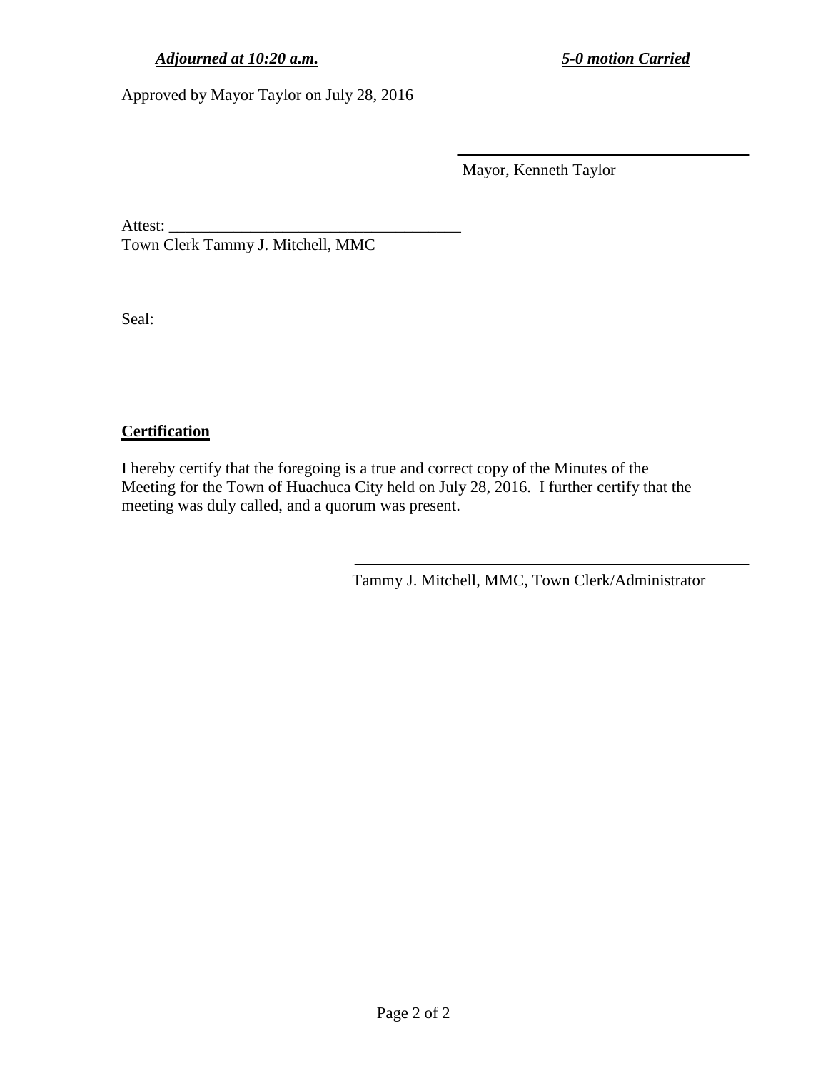***Adjourned at 10:20 a.m.*** ***5-0 motion Carried***

Approved by Mayor Taylor on July 28, 2016

\_\_\_\_\_\_\_\_\_\_\_\_\_\_\_\_\_\_\_\_\_\_\_\_\_\_\_\_\_\_\_\_\_\_\_\_

Mayor, Kenneth Taylor

Attest: \_\_\_\_\_\_\_\_\_\_\_\_\_\_\_\_\_\_\_\_\_\_\_\_\_\_\_\_\_\_\_\_\_\_\_\_

Town Clerk Tammy J. Mitchell, MMC

Seal:

**Certification**

I hereby certify that the foregoing is a true and correct copy of the Minutes of the Meeting for the Town of Huachuca City held on July 28, 2016. I further certify that the meeting was duly called, and a quorum was present.

\_\_\_\_\_\_\_\_\_\_\_\_\_\_\_\_\_\_\_\_\_\_\_\_\_\_\_\_\_\_\_\_\_\_\_\_\_\_\_\_\_\_\_\_

Tammy J. Mitchell, MMC, Town Clerk/Administrator